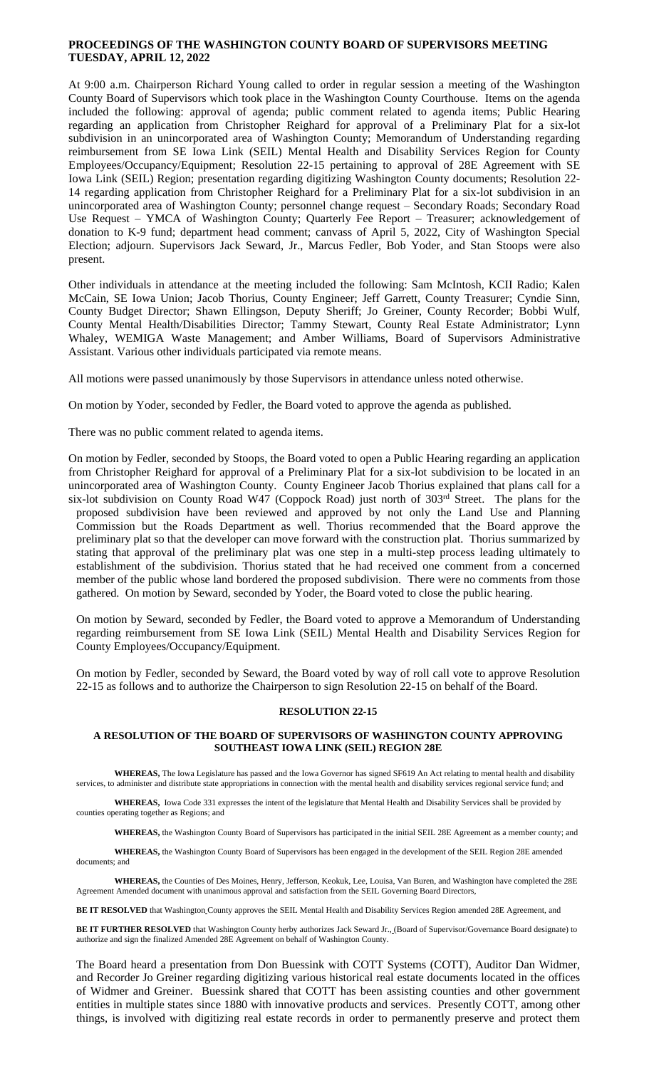# PROCEEDINGS OF THE WASHINGTON COUNTY BOARD OF SUPERVISORS MEETING TUESDAY, APRIL 12, 2022

At 9:00 a.m. Chairperson Richard Young called to order in regular session a meeting of the Washington County Board of Supervisors which took place in the Washington County Courthouse. Items on the agenda included the following: approval of agenda; public comment related to agenda items; Public Hearing regarding an application from Christopher Reighard for approval of a Preliminary Plat for a six-lot subdivision in an unincorporated area of Washington County; Memorandum of Understanding regarding reimbursement from SE Iowa Link (SEIL) Mental Health and Disability Services Region for County Employees/Occupancy/Equipment; Resolution 22-15 pertaining to approval of 28E Agreement with SE Iowa Link (SEIL) Region; presentation regarding digitizing Washington County documents; Resolution 22-14 regarding application from Christopher Reighard for a Preliminary Plat for a six-lot subdivision in an unincorporated area of Washington County; personnel change request – Secondary Roads; Secondary Road Use Request – YMCA of Washington County; Quarterly Fee Report – Treasurer; acknowledgement of donation to K-9 fund; department head comment; canvass of April 5, 2022, City of Washington Special Election; adjourn. Supervisors Jack Seward, Jr., Marcus Fedler, Bob Yoder, and Stan Stoops were also present.

Other individuals in attendance at the meeting included the following: Sam McIntosh, KCII Radio; Kalen McCain, SE Iowa Union; Jacob Thorius, County Engineer; Jeff Garrett, County Treasurer; Cyndie Sinn, County Budget Director; Shawn Ellingson, Deputy Sheriff; Jo Greiner, County Recorder; Bobbi Wulf, County Mental Health/Disabilities Director; Tammy Stewart, County Real Estate Administrator; Lynn Whaley, WEMIGA Waste Management; and Amber Williams, Board of Supervisors Administrative Assistant. Various other individuals participated via remote means.

All motions were passed unanimously by those Supervisors in attendance unless noted otherwise.

On motion by Yoder, seconded by Fedler, the Board voted to approve the agenda as published.

There was no public comment related to agenda items.

On motion by Fedler, seconded by Stoops, the Board voted to open a Public Hearing regarding an application from Christopher Reighard for approval of a Preliminary Plat for a six-lot subdivision to be located in an unincorporated area of Washington County. County Engineer Jacob Thorius explained that plans call for a six-lot subdivision on County Road W47 (Coppock Road) just north of 303rd Street. The plans for the proposed subdivision have been reviewed and approved by not only the Land Use and Planning Commission but the Roads Department as well. Thorius recommended that the Board approve the preliminary plat so that the developer can move forward with the construction plat. Thorius summarized by stating that approval of the preliminary plat was one step in a multi-step process leading ultimately to establishment of the subdivision. Thorius stated that he had received one comment from a concerned member of the public whose land bordered the proposed subdivision. There were no comments from those gathered. On motion by Seward, seconded by Yoder, the Board voted to close the public hearing.

On motion by Seward, seconded by Fedler, the Board voted to approve a Memorandum of Understanding regarding reimbursement from SE Iowa Link (SEIL) Mental Health and Disability Services Region for County Employees/Occupancy/Equipment.

On motion by Fedler, seconded by Seward, the Board voted by way of roll call vote to approve Resolution 22-15 as follows and to authorize the Chairperson to sign Resolution 22-15 on behalf of the Board.

## RESOLUTION 22-15

### A RESOLUTION OF THE BOARD OF SUPERVISORS OF WASHINGTON COUNTY APPROVING SOUTHEAST IOWA LINK (SEIL) REGION 28E

**WHEREAS,** The Iowa Legislature has passed and the Iowa Governor has signed SF619 An Act relating to mental health and disability services, to administer and distribute state appropriations in connection with the mental health and disability services regional service fund; and

**WHEREAS,** Iowa Code 331 expresses the intent of the legislature that Mental Health and Disability Services shall be provided by counties operating together as Regions; and

**WHEREAS,** the Washington County Board of Supervisors has participated in the initial SEIL 28E Agreement as a member county; and

**WHEREAS,** the Washington County Board of Supervisors has been engaged in the development of the SEIL Region 28E amended documents; and

**WHEREAS,** the Counties of Des Moines, Henry, Jefferson, Keokuk, Lee, Louisa, Van Buren, and Washington have completed the 28E Agreement Amended document with unanimous approval and satisfaction from the SEIL Governing Board Directors,

**BE IT RESOLVED** that Washington County approves the SEIL Mental Health and Disability Services Region amended 28E Agreement, and

**BE IT FURTHER RESOLVED** that Washington County herby authorizes Jack Seward Jr., (Board of Supervisor/Governance Board designate) to authorize and sign the finalized Amended 28E Agreement on behalf of Washington County.

The Board heard a presentation from Don Buessink with COTT Systems (COTT), Auditor Dan Widmer, and Recorder Jo Greiner regarding digitizing various historical real estate documents located in the offices of Widmer and Greiner. Buessink shared that COTT has been assisting counties and other government entities in multiple states since 1880 with innovative products and services. Presently COTT, among other things, is involved with digitizing real estate records in order to permanently preserve and protect them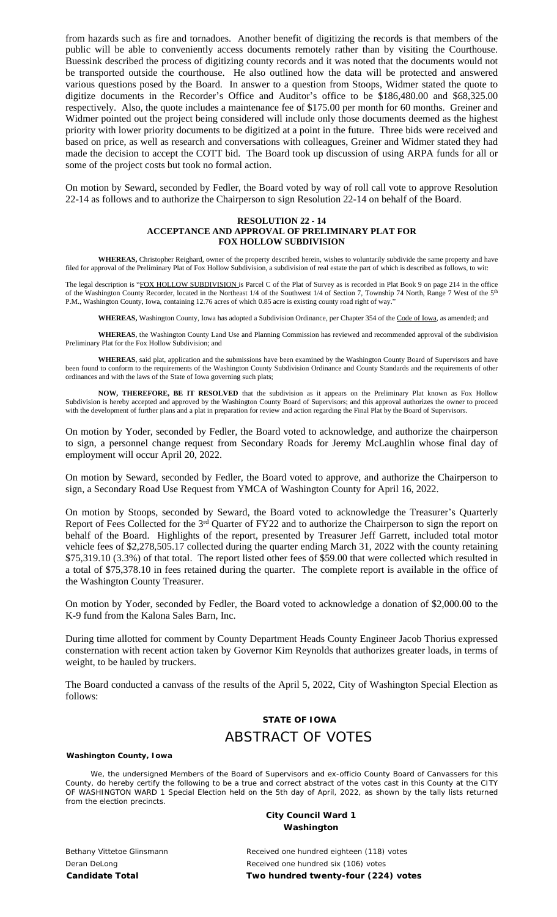from hazards such as fire and tornadoes. Another benefit of digitizing the records is that members of the public will be able to conveniently access documents remotely rather than by visiting the Courthouse. Buessink described the process of digitizing county records and it was noted that the documents would not be transported outside the courthouse. He also outlined how the data will be protected and answered various questions posed by the Board. In answer to a question from Stoops, Widmer stated the quote to digitize documents in the Recorder's Office and Auditor's office to be $186,480.00 and $68,325.00 respectively. Also, the quote includes a maintenance fee of $175.00 per month for 60 months. Greiner and Widmer pointed out the project being considered will include only those documents deemed as the highest priority with lower priority documents to be digitized at a point in the future. Three bids were received and based on price, as well as research and conversations with colleagues, Greiner and Widmer stated they had made the decision to accept the COTT bid. The Board took up discussion of using ARPA funds for all or some of the project costs but took no formal action.

On motion by Seward, seconded by Fedler, the Board voted by way of roll call vote to approve Resolution 22-14 as follows and to authorize the Chairperson to sign Resolution 22-14 on behalf of the Board.

**RESOLUTION 22 - 14**
**ACCEPTANCE AND APPROVAL OF PRELIMINARY PLAT FOR FOX HOLLOW SUBDIVISION**

**WHEREAS,** Christopher Reighard, owner of the property described herein, wishes to voluntarily subdivide the same property and have filed for approval of the Preliminary Plat of Fox Hollow Subdivision, a subdivision of real estate the part of which is described as follows, to wit:

The legal description is "FOX HOLLOW SUBDIVISION is Parcel C of the Plat of Survey as is recorded in Plat Book 9 on page 214 in the office of the Washington County Recorder, located in the Northeast 1/4 of the Southwest 1/4 of Section 7, Township 74 North, Range 7 West of the 5th P.M., Washington County, Iowa, containing 12.76 acres of which 0.85 acre is existing county road right of way."

**WHEREAS,** Washington County, Iowa has adopted a Subdivision Ordinance, per Chapter 354 of the Code of Iowa, as amended; and

**WHEREAS**, the Washington County Land Use and Planning Commission has reviewed and recommended approval of the subdivision Preliminary Plat for the Fox Hollow Subdivision; and

**WHEREAS**, said plat, application and the submissions have been examined by the Washington County Board of Supervisors and have been found to conform to the requirements of the Washington County Subdivision Ordinance and County Standards and the requirements of other ordinances and with the laws of the State of Iowa governing such plats;

**NOW, THEREFORE, BE IT RESOLVED** that the subdivision as it appears on the Preliminary Plat known as Fox Hollow Subdivision is hereby accepted and approved by the Washington County Board of Supervisors; and this approval authorizes the owner to proceed with the development of further plans and a plat in preparation for review and action regarding the Final Plat by the Board of Supervisors.

On motion by Yoder, seconded by Fedler, the Board voted to acknowledge, and authorize the chairperson to sign, a personnel change request from Secondary Roads for Jeremy McLaughlin whose final day of employment will occur April 20, 2022.

On motion by Seward, seconded by Fedler, the Board voted to approve, and authorize the Chairperson to sign, a Secondary Road Use Request from YMCA of Washington County for April 16, 2022.

On motion by Stoops, seconded by Seward, the Board voted to acknowledge the Treasurer's Quarterly Report of Fees Collected for the 3rd Quarter of FY22 and to authorize the Chairperson to sign the report on behalf of the Board. Highlights of the report, presented by Treasurer Jeff Garrett, included total motor vehicle fees of $2,278,505.17 collected during the quarter ending March 31, 2022 with the county retaining $75,319.10 (3.3%) of that total. The report listed other fees of $59.00 that were collected which resulted in a total of $75,378.10 in fees retained during the quarter. The complete report is available in the office of the Washington County Treasurer.

On motion by Yoder, seconded by Fedler, the Board voted to acknowledge a donation of $2,000.00 to the K-9 fund from the Kalona Sales Barn, Inc.

During time allotted for comment by County Department Heads County Engineer Jacob Thorius expressed consternation with recent action taken by Governor Kim Reynolds that authorizes greater loads, in terms of weight, to be hauled by truckers.

The Board conducted a canvass of the results of the April 5, 2022, City of Washington Special Election as follows:

**STATE OF IOWA**

# ABSTRACT OF VOTES

**Washington County, Iowa**

We, the undersigned Members of the Board of Supervisors and ex-officio County Board of Canvassers for this County, do hereby certify the following to be a true and correct abstract of the votes cast in this County at the CITY OF WASHINGTON WARD 1 Special Election held on the 5th day of April, 2022, as shown by the tally lists returned from the election precincts.

**City Council Ward 1**
**Washington**

| | |
|---|---|
| Bethany Vittetoe Glinsmann | Received one hundred eighteen (118) votes |
| Deran DeLong | Received one hundred six (106) votes |
| **Candidate Total** | **Two hundred twenty-four (224) votes** |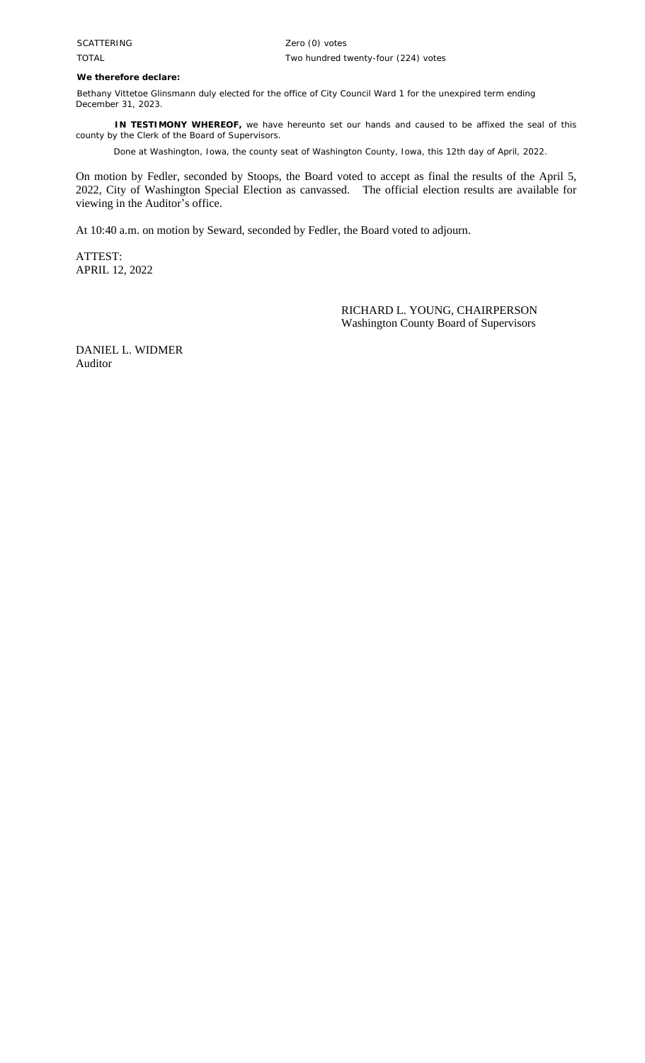| | |
|---|---|
| SCATTERING | Zero (0) votes |
| TOTAL | Two hundred twenty-four (224) votes |

**We therefore declare:**

Bethany Vittetoe Glinsmann duly elected for the office of City Council Ward 1 for the unexpired term ending December 31, 2023.

**IN TESTIMONY WHEREOF,** we have hereunto set our hands and caused to be affixed the seal of this county by the Clerk of the Board of Supervisors.

Done at Washington, Iowa, the county seat of Washington County, Iowa, this 12th day of April, 2022.

On motion by Fedler, seconded by Stoops, the Board voted to accept as final the results of the April 5, 2022, City of Washington Special Election as canvassed. The official election results are available for viewing in the Auditor's office.

At 10:40 a.m. on motion by Seward, seconded by Fedler, the Board voted to adjourn.

ATTEST:
APRIL 12, 2022

RICHARD L. YOUNG, CHAIRPERSON
Washington County Board of Supervisors

DANIEL L. WIDMER
Auditor